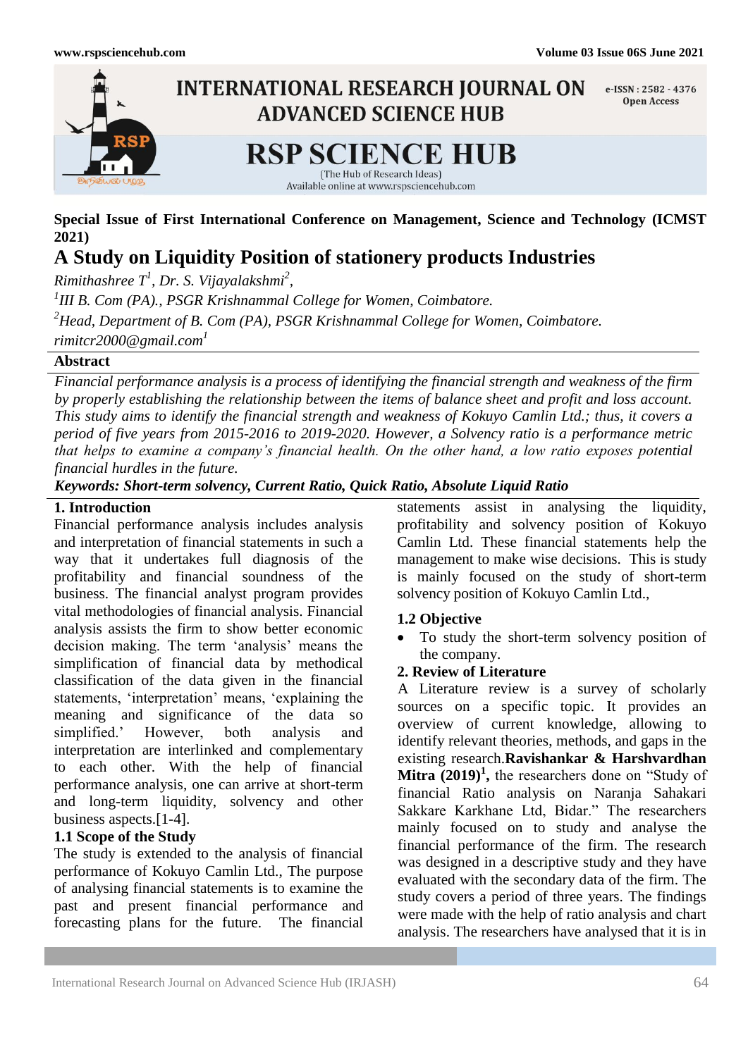**Special Issue of First International Conference on Management, Science and Technology (ICMST 2021)**

# A Study on Liquidity Position of stationery products Industries

*Rimithashree T[1], Dr. S. Vijayalakshmi[2],*

*[1]III B. Com (PA)., PSGR Krishnammal College for Women, Coimbatore.*

*[2]Head, Department of B. Com (PA), PSGR Krishnammal College for Women, Coimbatore.*

*rimitcr2000@gmail.com[1]*

## Abstract

*Financial performance analysis is a process of identifying the financial strength and weakness of the firm by properly establishing the relationship between the items of balance sheet and profit and loss account. This study aims to identify the financial strength and weakness of Kokuyo Camlin Ltd.; thus, it covers a period of five years from 2015-2016 to 2019-2020. However, a Solvency ratio is a performance metric that helps to examine a company's financial health. On the other hand, a low ratio exposes potential financial hurdles in the future.*

***Keywords: Short-term solvency, Current Ratio, Quick Ratio, Absolute Liquid Ratio***

## 1. Introduction

Financial performance analysis includes analysis and interpretation of financial statements in such a way that it undertakes full diagnosis of the profitability and financial soundness of the business. The financial analyst program provides vital methodologies of financial analysis. Financial analysis assists the firm to show better economic decision making. The term 'analysis' means the simplification of financial data by methodical classification of the data given in the financial statements, 'interpretation' means, 'explaining the meaning and significance of the data so simplified.' However, both analysis and interpretation are interlinked and complementary to each other. With the help of financial performance analysis, one can arrive at short-term and long-term liquidity, solvency and other business aspects.[1-4].

### 1.1 Scope of the Study

The study is extended to the analysis of financial performance of Kokuyo Camlin Ltd., The purpose of analysing financial statements is to examine the past and present financial performance and forecasting plans for the future. The financial statements assist in analysing the liquidity, profitability and solvency position of Kokuyo Camlin Ltd. These financial statements help the management to make wise decisions. This is study is mainly focused on the study of short-term solvency position of Kokuyo Camlin Ltd.,

### 1.2 Objective

- To study the short-term solvency position of the company.

## 2. Review of Literature

A Literature review is a survey of scholarly sources on a specific topic. It provides an overview of current knowledge, allowing to identify relevant theories, methods, and gaps in the existing research.**Ravishankar & Harshvardhan Mitra (2019)[1],** the researchers done on "Study of financial Ratio analysis on Naranja Sahakari Sakkare Karkhane Ltd, Bidar." The researchers mainly focused on to study and analyse the financial performance of the firm. The research was designed in a descriptive study and they have evaluated with the secondary data of the firm. The study covers a period of three years. The findings were made with the help of ratio analysis and chart analysis. The researchers have analysed that it is in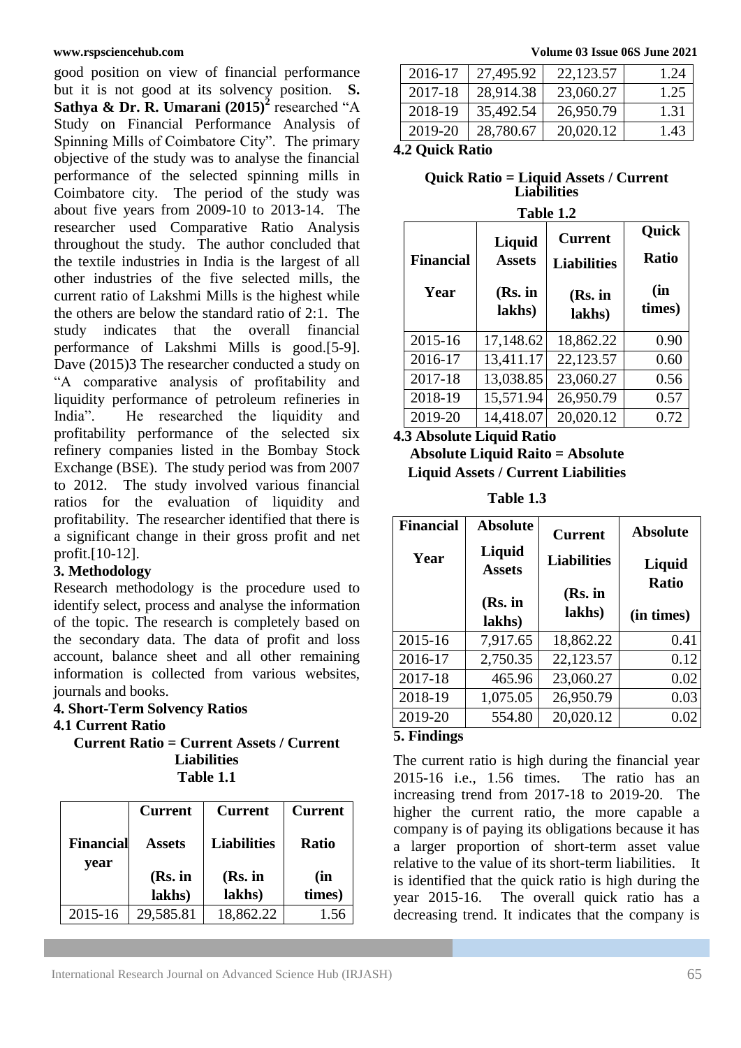good position on view of financial performance but it is not good at its solvency position. **S. Sathya & Dr. R. Umarani (2015)[2]** researched "A Study on Financial Performance Analysis of Spinning Mills of Coimbatore City". The primary objective of the study was to analyse the financial performance of the selected spinning mills in Coimbatore city. The period of the study was about five years from 2009-10 to 2013-14. The researcher used Comparative Ratio Analysis throughout the study. The author concluded that the textile industries in India is the largest of all other industries of the five selected mills, the current ratio of Lakshmi Mills is the highest while the others are below the standard ratio of 2:1. The study indicates that the overall financial performance of Lakshmi Mills is good.[5-9]. Dave (2015)3 The researcher conducted a study on "A comparative analysis of profitability and liquidity performance of petroleum refineries in India". He researched the liquidity and profitability performance of the selected six refinery companies listed in the Bombay Stock Exchange (BSE). The study period was from 2007 to 2012. The study involved various financial ratios for the evaluation of liquidity and profitability. The researcher identified that there is a significant change in their gross profit and net profit.[10-12].

## 3. Methodology

Research methodology is the procedure used to identify select, process and analyse the information of the topic. The research is completely based on the secondary data. The data of profit and loss account, balance sheet and all other remaining information is collected from various websites, journals and books.

## 4. Short-Term Solvency Ratios

### 4.1 Current Ratio

**Current Ratio = Current Assets / Current Liabilities**

**Table 1.1**

| Financial year | Current Assets (Rs. in lakhs) | Current Liabilities (Rs. in lakhs) | Current Ratio (in times) |
|---|---|---|---|
| 2015-16 | 29,585.81 | 18,862.22 | 1.56 |
| 2016-17 | 27,495.92 | 22,123.57 | 1.24 |
| 2017-18 | 28,914.38 | 23,060.27 | 1.25 |
| 2018-19 | 35,492.54 | 26,950.79 | 1.31 |
| 2019-20 | 28,780.67 | 20,020.12 | 1.43 |

### 4.2 Quick Ratio

**Quick Ratio = Liquid Assets / Current Liabilities**

**Table 1.2**

| Financial Year | Liquid Assets (Rs. in lakhs) | Current Liabilities (Rs. in lakhs) | Quick Ratio (in times) |
|---|---|---|---|
| 2015-16 | 17,148.62 | 18,862.22 | 0.90 |
| 2016-17 | 13,411.17 | 22,123.57 | 0.60 |
| 2017-18 | 13,038.85 | 23,060.27 | 0.56 |
| 2018-19 | 15,571.94 | 26,950.79 | 0.57 |
| 2019-20 | 14,418.07 | 20,020.12 | 0.72 |

### 4.3 Absolute Liquid Ratio

**Absolute Liquid Raito = Absolute Liquid Assets / Current Liabilities**

**Table 1.3**

| Financial Year | Absolute Liquid Assets (Rs. in lakhs) | Current Liabilities (Rs. in lakhs) | Absolute Liquid Ratio (in times) |
|---|---|---|---|
| 2015-16 | 7,917.65 | 18,862.22 | 0.41 |
| 2016-17 | 2,750.35 | 22,123.57 | 0.12 |
| 2017-18 | 465.96 | 23,060.27 | 0.02 |
| 2018-19 | 1,075.05 | 26,950.79 | 0.03 |
| 2019-20 | 554.80 | 20,020.12 | 0.02 |

## 5. Findings

The current ratio is high during the financial year 2015-16 i.e., 1.56 times. The ratio has an increasing trend from 2017-18 to 2019-20. The higher the current ratio, the more capable a company is of paying its obligations because it has a larger proportion of short-term asset value relative to the value of its short-term liabilities. It is identified that the quick ratio is high during the year 2015-16. The overall quick ratio has a decreasing trend. It indicates that the company is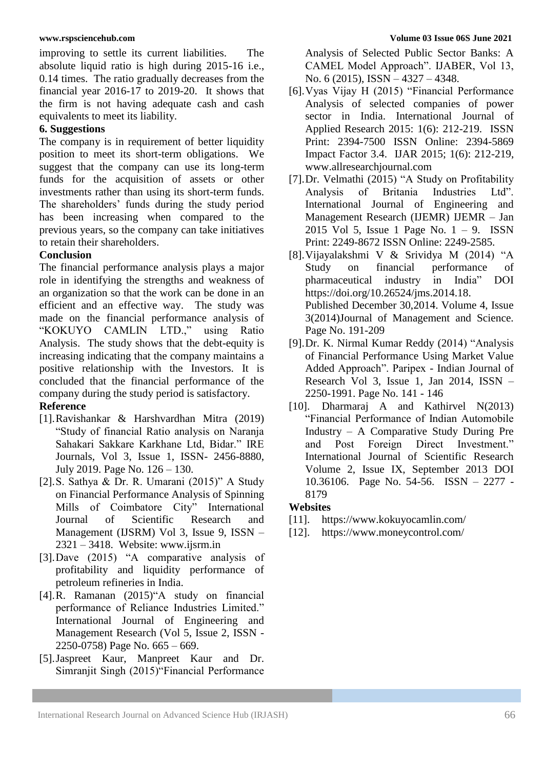improving to settle its current liabilities. The absolute liquid ratio is high during 2015-16 i.e., 0.14 times. The ratio gradually decreases from the financial year 2016-17 to 2019-20. It shows that the firm is not having adequate cash and cash equivalents to meet its liability.

## 6. Suggestions

The company is in requirement of better liquidity position to meet its short-term obligations. We suggest that the company can use its long-term funds for the acquisition of assets or other investments rather than using its short-term funds. The shareholders' funds during the study period has been increasing when compared to the previous years, so the company can take initiatives to retain their shareholders.

## Conclusion

The financial performance analysis plays a major role in identifying the strengths and weakness of an organization so that the work can be done in an efficient and an effective way. The study was made on the financial performance analysis of "KOKUYO CAMLIN LTD.," using Ratio Analysis. The study shows that the debt-equity is increasing indicating that the company maintains a positive relationship with the Investors. It is concluded that the financial performance of the company during the study period is satisfactory.

## Reference

[1]. Ravishankar & Harshvardhan Mitra (2019) "Study of financial Ratio analysis on Naranja Sahakari Sakkare Karkhane Ltd, Bidar." IRE Journals, Vol 3, Issue 1, ISSN- 2456-8880, July 2019. Page No. 126 – 130.

[2]. S. Sathya & Dr. R. Umarani (2015)" A Study on Financial Performance Analysis of Spinning Mills of Coimbatore City" International Journal of Scientific Research and Management (IJSRM) Vol 3, Issue 9, ISSN – 2321 – 3418. Website: www.ijsrm.in

[3]. Dave (2015) "A comparative analysis of profitability and liquidity performance of petroleum refineries in India.

[4]. R. Ramanan (2015)"A study on financial performance of Reliance Industries Limited." International Journal of Engineering and Management Research (Vol 5, Issue 2, ISSN - 2250-0758) Page No. 665 – 669.

[5]. Jaspreet Kaur, Manpreet Kaur and Dr. Simranjit Singh (2015)"Financial Performance Analysis of Selected Public Sector Banks: A CAMEL Model Approach". IJABER, Vol 13, No. 6 (2015), ISSN – 4327 – 4348.

[6]. Vyas Vijay H (2015) "Financial Performance Analysis of selected companies of power sector in India. International Journal of Applied Research 2015: 1(6): 212-219. ISSN Print: 2394-7500 ISSN Online: 2394-5869 Impact Factor 3.4. IJAR 2015; 1(6): 212-219, www.allresearchjournal.com

[7]. Dr. Velmathi (2015) "A Study on Profitability Analysis of Britania Industries Ltd". International Journal of Engineering and Management Research (IJEMR) IJEMR – Jan 2015 Vol 5, Issue 1 Page No. 1 – 9. ISSN Print: 2249-8672 ISSN Online: 2249-2585.

[8]. Vijayalakshmi V & Srividya M (2014) "A Study on financial performance of pharmaceutical industry in India" DOI https://doi.org/10.26524/jms.2014.18. Published December 30,2014. Volume 4, Issue 3(2014)Journal of Management and Science. Page No. 191-209

[9]. Dr. K. Nirmal Kumar Reddy (2014) "Analysis of Financial Performance Using Market Value Added Approach". Paripex - Indian Journal of Research Vol 3, Issue 1, Jan 2014, ISSN – 2250-1991. Page No. 141 - 146

[10]. Dharmaraj A and Kathirvel N(2013) "Financial Performance of Indian Automobile Industry – A Comparative Study During Pre and Post Foreign Direct Investment." International Journal of Scientific Research Volume 2, Issue IX, September 2013 DOI 10.36106. Page No. 54-56. ISSN – 2277 - 8179

## Websites

[11]. https://www.kokuyocamlin.com/

[12]. https://www.moneycontrol.com/